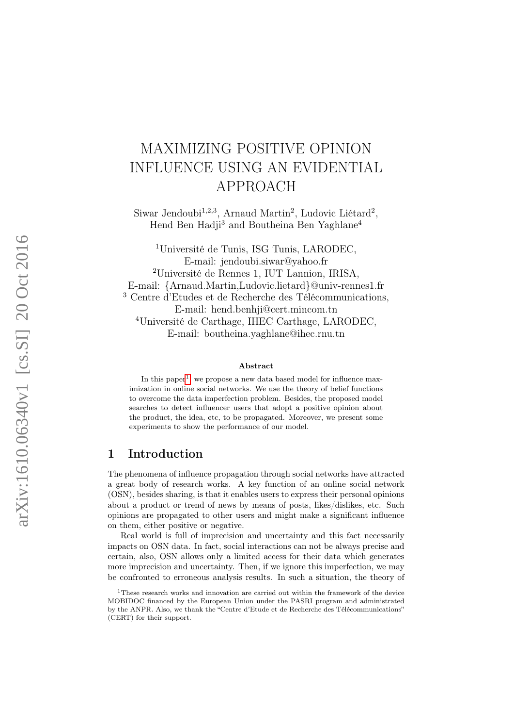# MAXIMIZING POSITIVE OPINION INFLUENCE USING AN EVIDENTIAL APPROACH

Siwar Jendoubi[1,2,3], Arnaud Martin[2], Ludovic Liétard[2], Hend Ben Hadji[3] and Boutheina Ben Yaghlane[4]

[1]Université de Tunis, ISG Tunis, LARODEC,
E-mail: jendoubi.siwar@yahoo.fr
[2]Université de Rennes 1, IUT Lannion, IRISA,
E-mail: {Arnaud.Martin,Ludovic.lietard}@univ-rennes1.fr
[3] Centre d'Etudes et de Recherche des Télécommunications,
E-mail: hend.benhji@cert.mincom.tn
[4]Université de Carthage, IHEC Carthage, LARODEC,
E-mail: boutheina.yaghlane@ihec.rnu.tn

### Abstract

In this paper[1], we propose a new data based model for influence maximization in online social networks. We use the theory of belief functions to overcome the data imperfection problem. Besides, the proposed model searches to detect influencer users that adopt a positive opinion about the product, the idea, etc, to be propagated. Moreover, we present some experiments to show the performance of our model.

## 1 Introduction

The phenomena of influence propagation through social networks have attracted a great body of research works. A key function of an online social network (OSN), besides sharing, is that it enables users to express their personal opinions about a product or trend of news by means of posts, likes/dislikes, etc. Such opinions are propagated to other users and might make a significant influence on them, either positive or negative.

Real world is full of imprecision and uncertainty and this fact necessarily impacts on OSN data. In fact, social interactions can not be always precise and certain, also, OSN allows only a limited access for their data which generates more imprecision and uncertainty. Then, if we ignore this imperfection, we may be confronted to erroneous analysis results. In such a situation, the theory of

[1]These research works and innovation are carried out within the framework of the device MOBIDOC financed by the European Union under the PASRI program and administrated by the ANPR. Also, we thank the "Centre d'Etude et de Recherche des Télécommunications" (CERT) for their support.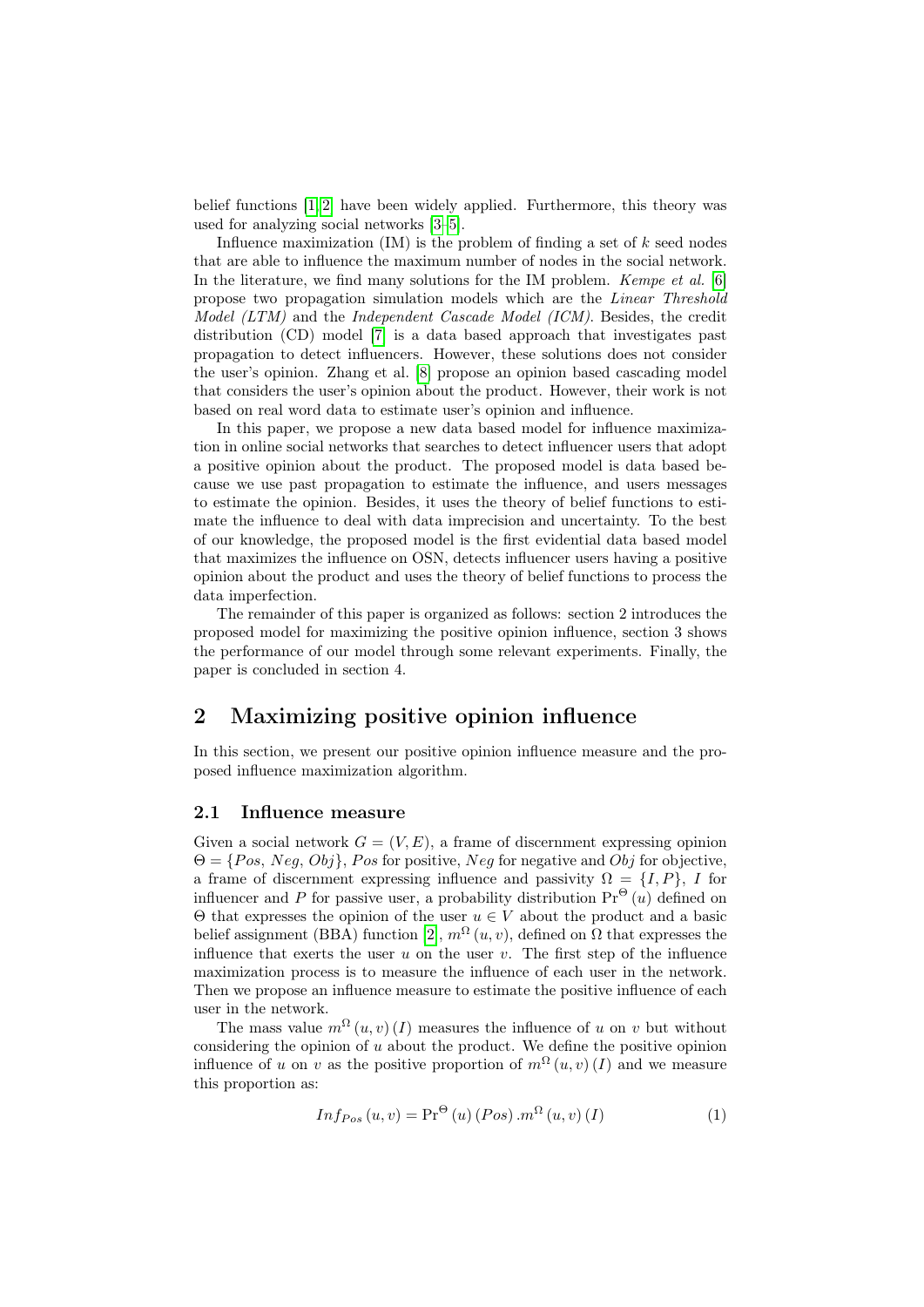belief functions [1,2] have been widely applied. Furthermore, this theory was used for analyzing social networks [3–5].

Influence maximization (IM) is the problem of finding a set of $k$ seed nodes that are able to influence the maximum number of nodes in the social network. In the literature, we find many solutions for the IM problem. *Kempe et al.* [6] propose two propagation simulation models which are the *Linear Threshold Model (LTM)* and the *Independent Cascade Model (ICM)*. Besides, the credit distribution (CD) model [7] is a data based approach that investigates past propagation to detect influencers. However, these solutions does not consider the user's opinion. Zhang et al. [8] propose an opinion based cascading model that considers the user's opinion about the product. However, their work is not based on real word data to estimate user's opinion and influence.

In this paper, we propose a new data based model for influence maximization in online social networks that searches to detect influencer users that adopt a positive opinion about the product. The proposed model is data based because we use past propagation to estimate the influence, and users messages to estimate the opinion. Besides, it uses the theory of belief functions to estimate the influence to deal with data imprecision and uncertainty. To the best of our knowledge, the proposed model is the first evidential data based model that maximizes the influence on OSN, detects influencer users having a positive opinion about the product and uses the theory of belief functions to process the data imperfection.

The remainder of this paper is organized as follows: section 2 introduces the proposed model for maximizing the positive opinion influence, section 3 shows the performance of our model through some relevant experiments. Finally, the paper is concluded in section 4.

## 2 Maximizing positive opinion influence

In this section, we present our positive opinion influence measure and the proposed influence maximization algorithm.

### 2.1 Influence measure

Given a social network $G = (V, E)$, a frame of discernment expressing opinion $\Theta = \{Pos, Neg, Obj\}$, $Pos$ for positive, $Neg$ for negative and $Obj$ for objective, a frame of discernment expressing influence and passivity $\Omega = \{I, P\}$, $I$ for influencer and $P$ for passive user, a probability distribution $\Pr^{\Theta}(u)$ defined on $\Theta$ that expresses the opinion of the user $u \in V$ about the product and a basic belief assignment (BBA) function [2], $m^{\Omega}(u, v)$, defined on $\Omega$ that expresses the influence that exerts the user $u$ on the user $v$. The first step of the influence maximization process is to measure the influence of each user in the network. Then we propose an influence measure to estimate the positive influence of each user in the network.

The mass value $m^{\Omega}(u, v)(I)$ measures the influence of $u$ on $v$ but without considering the opinion of $u$ about the product. We define the positive opinion influence of $u$ on $v$ as the positive proportion of $m^{\Omega}(u, v)(I)$ and we measure this proportion as:

$$Inf_{Pos}(u, v) = \Pr^{\Theta}(u)(Pos) . m^{\Omega}(u, v)(I) \tag{1}$$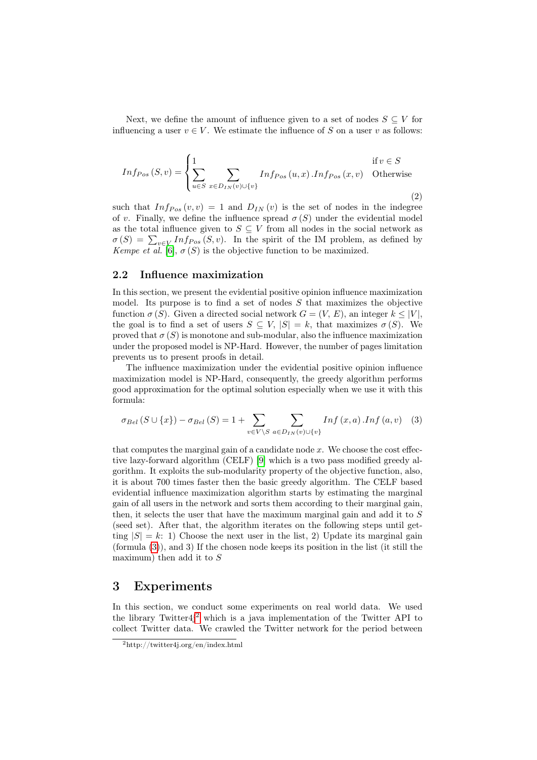Next, we define the amount of influence given to a set of nodes $S \subseteq V$ for influencing a user $v \in V$. We estimate the influence of $S$ on a user $v$ as follows:

$$Inf_{Pos}\left(S,v\right) = \begin{cases} 1 & \text{if } v \in S \\ \sum_{u \in S} \sum_{x \in D_{IN}(v) \cup \{v\}} Inf_{Pos}\left(u,x\right).Inf_{Pos}\left(x,v\right) & \text{Otherwise} \end{cases} \tag{2}$$

such that $Inf_{Pos}\left(v,v\right) = 1$ and $D_{IN}\left(v\right)$ is the set of nodes in the indegree of $v$. Finally, we define the influence spread $\sigma\left(S\right)$ under the evidential model as the total influence given to $S \subseteq V$ from all nodes in the social network as $\sigma\left(S\right) = \sum_{v \in V} Inf_{Pos}\left(S,v\right)$. In the spirit of the IM problem, as defined by *Kempe et al.* [6], $\sigma\left(S\right)$ is the objective function to be maximized.

## 2.2 Influence maximization

In this section, we present the evidential positive opinion influence maximization model. Its purpose is to find a set of nodes $S$ that maximizes the objective function $\sigma\left(S\right)$. Given a directed social network $G = (V, E)$, an integer $k \leq |V|$, the goal is to find a set of users $S \subseteq V$, $|S| = k$, that maximizes $\sigma\left(S\right)$. We proved that $\sigma\left(S\right)$ is monotone and sub-modular, also the influence maximization under the proposed model is NP-Hard. However, the number of pages limitation prevents us to present proofs in detail.

The influence maximization under the evidential positive opinion influence maximization model is NP-Hard, consequently, the greedy algorithm performs good approximation for the optimal solution especially when we use it with this formula:

$$\sigma_{Bel}\left(S \cup \{x\}\right) - \sigma_{Bel}\left(S\right) = 1 + \sum_{v \in V \setminus S} \sum_{a \in D_{IN}(v) \cup \{v\}} Inf\left(x,a\right).Inf\left(a,v\right) \tag{3}$$

that computes the marginal gain of a candidate node $x$. We choose the cost effective lazy-forward algorithm (CELF) [9] which is a two pass modified greedy algorithm. It exploits the sub-modularity property of the objective function, also, it is about 700 times faster then the basic greedy algorithm. The CELF based evidential influence maximization algorithm starts by estimating the marginal gain of all users in the network and sorts them according to their marginal gain, then, it selects the user that have the maximum marginal gain and add it to $S$ (seed set). After that, the algorithm iterates on the following steps until getting $|S| = k$: 1) Choose the next user in the list, 2) Update its marginal gain (formula (3)), and 3) If the chosen node keeps its position in the list (it still the maximum) then add it to $S$

# 3 Experiments

In this section, we conduct some experiments on real world data. We used the library Twitter4j[2] which is a java implementation of the Twitter API to collect Twitter data. We crawled the Twitter network for the period between

[2] http://twitter4j.org/en/index.html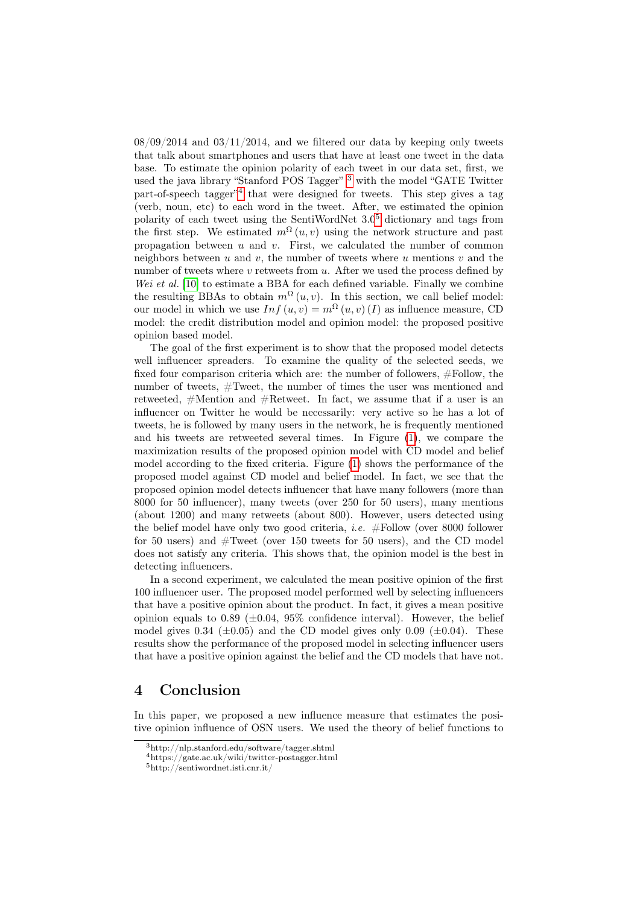08/09/2014 and 03/11/2014, and we filtered our data by keeping only tweets that talk about smartphones and users that have at least one tweet in the data base. To estimate the opinion polarity of each tweet in our data set, first, we used the java library "Stanford POS Tagger" [3] with the model "GATE Twitter part-of-speech tagger"[4] that were designed for tweets. This step gives a tag (verb, noun, etc) to each word in the tweet. After, we estimated the opinion polarity of each tweet using the SentiWordNet 3.0[5] dictionary and tags from the first step. We estimated $m^{\Omega}(u,v)$ using the network structure and past propagation between $u$ and $v$. First, we calculated the number of common neighbors between $u$ and $v$, the number of tweets where $u$ mentions $v$ and the number of tweets where $v$ retweets from $u$. After we used the process defined by *Wei et al.* [10] to estimate a BBA for each defined variable. Finally we combine the resulting BBAs to obtain $m^{\Omega}(u,v)$. In this section, we call belief model: our model in which we use $Inf(u,v) = m^{\Omega}(u,v)(I)$ as influence measure, CD model: the credit distribution model and opinion model: the proposed positive opinion based model.

The goal of the first experiment is to show that the proposed model detects well influencer spreaders. To examine the quality of the selected seeds, we fixed four comparison criteria which are: the number of followers, #Follow, the number of tweets, #Tweet, the number of times the user was mentioned and retweeted, #Mention and #Retweet. In fact, we assume that if a user is an influencer on Twitter he would be necessarily: very active so he has a lot of tweets, he is followed by many users in the network, he is frequently mentioned and his tweets are retweeted several times. In Figure (1), we compare the maximization results of the proposed opinion model with CD model and belief model according to the fixed criteria. Figure (1) shows the performance of the proposed model against CD model and belief model. In fact, we see that the proposed opinion model detects influencer that have many followers (more than 8000 for 50 influencer), many tweets (over 250 for 50 users), many mentions (about 1200) and many retweets (about 800). However, users detected using the belief model have only two good criteria, *i.e.* #Follow (over 8000 follower for 50 users) and #Tweet (over 150 tweets for 50 users), and the CD model does not satisfy any criteria. This shows that, the opinion model is the best in detecting influencers.

In a second experiment, we calculated the mean positive opinion of the first 100 influencer user. The proposed model performed well by selecting influencers that have a positive opinion about the product. In fact, it gives a mean positive opinion equals to 0.89 ($\pm$0.04, 95% confidence interval). However, the belief model gives 0.34 ($\pm$0.05) and the CD model gives only 0.09 ($\pm$0.04). These results show the performance of the proposed model in selecting influencer users that have a positive opinion against the belief and the CD models that have not.

# 4 Conclusion

In this paper, we proposed a new influence measure that estimates the positive opinion influence of OSN users. We used the theory of belief functions to

[3] http://nlp.stanford.edu/software/tagger.shtml
[4] https://gate.ac.uk/wiki/twitter-postagger.html
[5] http://sentiwordnet.isti.cnr.it/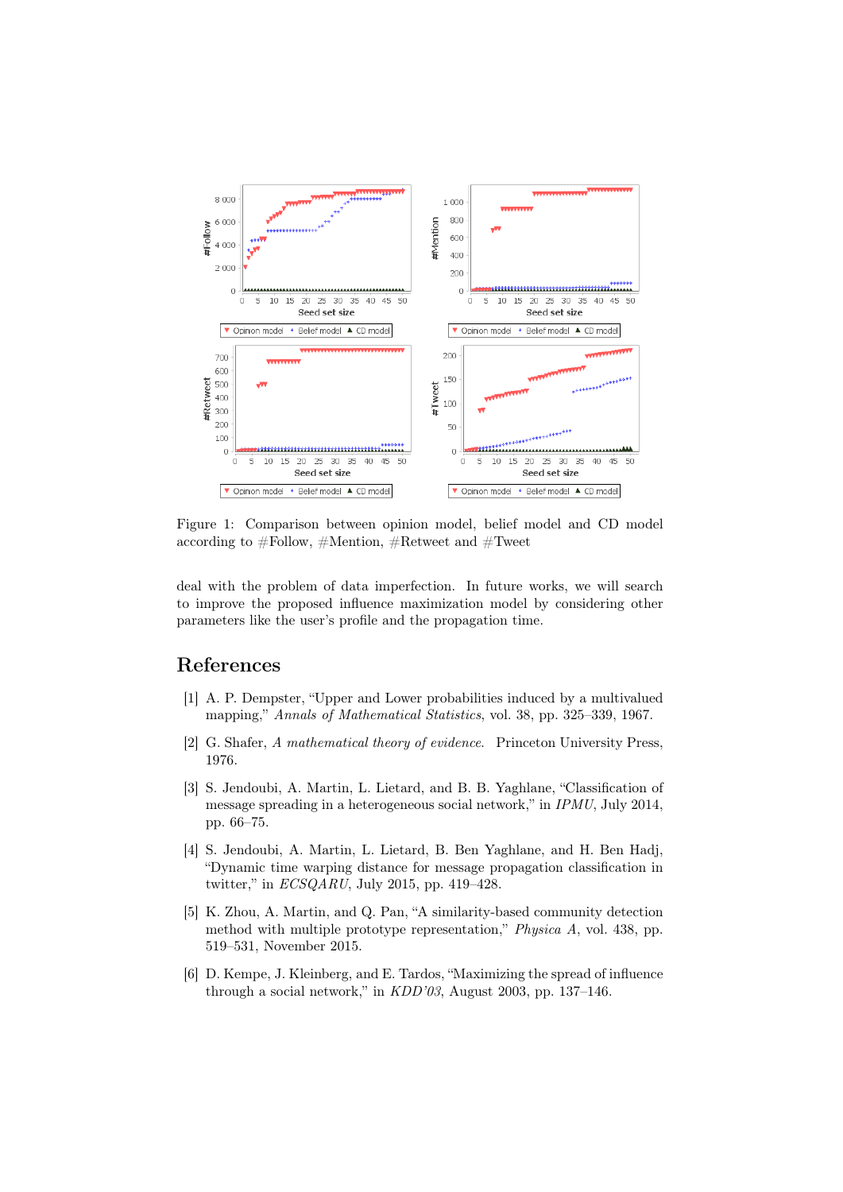Figure 1: Comparison between opinion model, belief model and CD model according to #Follow, #Mention, #Retweet and #Tweet

deal with the problem of data imperfection. In future works, we will search to improve the proposed influence maximization model by considering other parameters like the user's profile and the propagation time.

# References

[1] A. P. Dempster, "Upper and Lower probabilities induced by a multivalued mapping," *Annals of Mathematical Statistics*, vol. 38, pp. 325–339, 1967.

[2] G. Shafer, *A mathematical theory of evidence*. Princeton University Press, 1976.

[3] S. Jendoubi, A. Martin, L. Lietard, and B. B. Yaghlane, "Classification of message spreading in a heterogeneous social network," in *IPMU*, July 2014, pp. 66–75.

[4] S. Jendoubi, A. Martin, L. Lietard, B. Ben Yaghlane, and H. Ben Hadj, "Dynamic time warping distance for message propagation classification in twitter," in *ECSQARU*, July 2015, pp. 419–428.

[5] K. Zhou, A. Martin, and Q. Pan, "A similarity-based community detection method with multiple prototype representation," *Physica A*, vol. 438, pp. 519–531, November 2015.

[6] D. Kempe, J. Kleinberg, and E. Tardos, "Maximizing the spread of influence through a social network," in *KDD'03*, August 2003, pp. 137–146.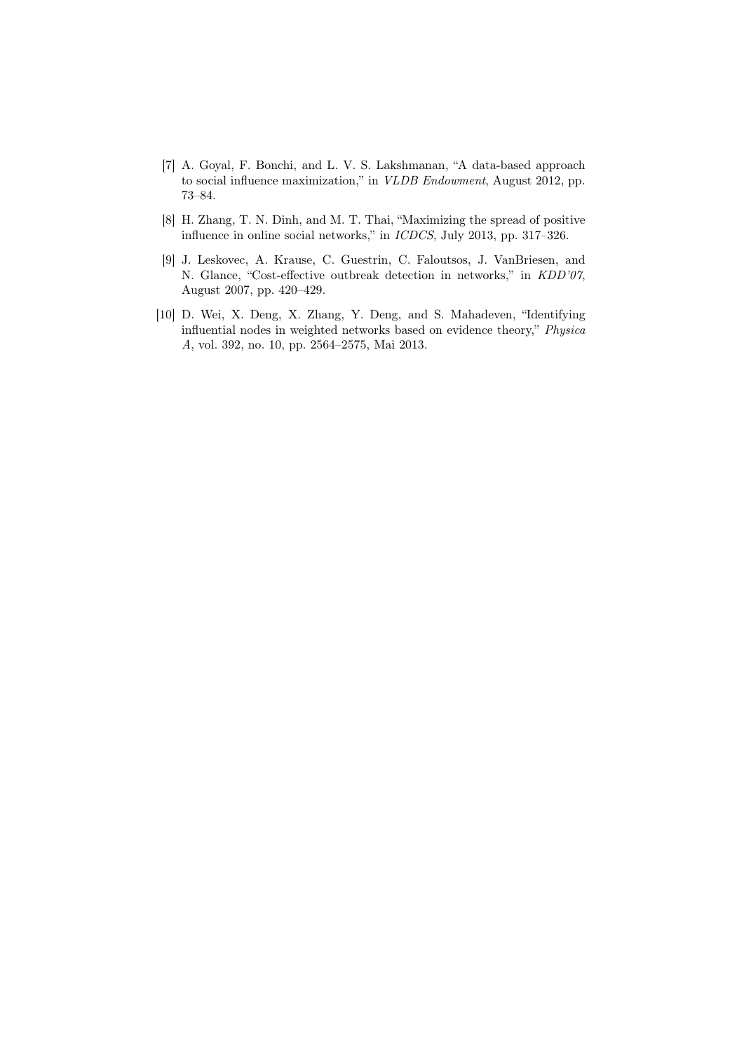[7] A. Goyal, F. Bonchi, and L. V. S. Lakshmanan, "A data-based approach to social influence maximization," in *VLDB Endowment*, August 2012, pp. 73–84.

[8] H. Zhang, T. N. Dinh, and M. T. Thai, "Maximizing the spread of positive influence in online social networks," in *ICDCS*, July 2013, pp. 317–326.

[9] J. Leskovec, A. Krause, C. Guestrin, C. Faloutsos, J. VanBriesen, and N. Glance, "Cost-effective outbreak detection in networks," in *KDD'07*, August 2007, pp. 420–429.

[10] D. Wei, X. Deng, X. Zhang, Y. Deng, and S. Mahadeven, "Identifying influential nodes in weighted networks based on evidence theory," *Physica A*, vol. 392, no. 10, pp. 2564–2575, Mai 2013.